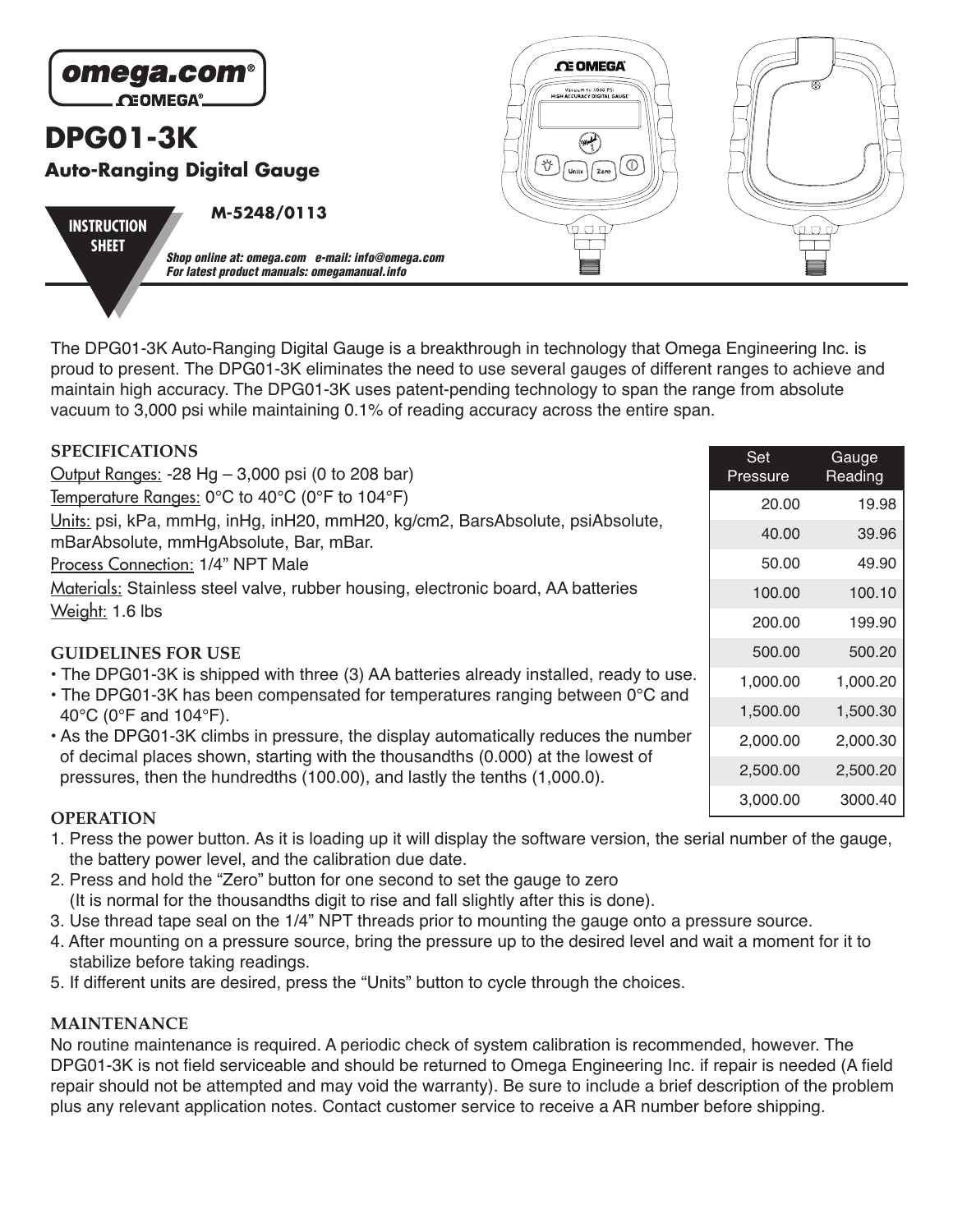omega.com®
OMEGA®

# DPG01-3K

## Auto-Ranging Digital Gauge

**INSTRUCTION SHEET**

**M-5248/0113**

*Shop online at: omega.com   e-mail: info@omega.com*
*For latest product manuals: omegamanual.info*

The DPG01-3K Auto-Ranging Digital Gauge is a breakthrough in technology that Omega Engineering Inc. is proud to present. The DPG01-3K eliminates the need to use several gauges of different ranges to achieve and maintain high accuracy. The DPG01-3K uses patent-pending technology to span the range from absolute vacuum to 3,000 psi while maintaining 0.1% of reading accuracy across the entire span.

### SPECIFICATIONS

Output Ranges: -28 Hg – 3,000 psi (0 to 208 bar)
Temperature Ranges: 0°C to 40°C (0°F to 104°F)
Units: psi, kPa, mmHg, inHg, inH20, mmH20, kg/cm2, BarsAbsolute, psiAbsolute, mBarAbsolute, mmHgAbsolute, Bar, mBar.
Process Connection: 1/4" NPT Male
Materials: Stainless steel valve, rubber housing, electronic board, AA batteries
Weight: 1.6 lbs

| Set Pressure | Gauge Reading |
|---|---|
| 20.00 | 19.98 |
| 40.00 | 39.96 |
| 50.00 | 49.90 |
| 100.00 | 100.10 |
| 200.00 | 199.90 |
| 500.00 | 500.20 |
| 1,000.00 | 1,000.20 |
| 1,500.00 | 1,500.30 |
| 2,000.00 | 2,000.30 |
| 2,500.00 | 2,500.20 |
| 3,000.00 | 3000.40 |

### GUIDELINES FOR USE

- The DPG01-3K is shipped with three (3) AA batteries already installed, ready to use.
- The DPG01-3K has been compensated for temperatures ranging between 0°C and 40°C (0°F and 104°F).
- As the DPG01-3K climbs in pressure, the display automatically reduces the number of decimal places shown, starting with the thousandths (0.000) at the lowest of pressures, then the hundredths (100.00), and lastly the tenths (1,000.0).

### OPERATION

1. Press the power button. As it is loading up it will display the software version, the serial number of the gauge, the battery power level, and the calibration due date.
2. Press and hold the "Zero" button for one second to set the gauge to zero (It is normal for the thousandths digit to rise and fall slightly after this is done).
3. Use thread tape seal on the 1/4" NPT threads prior to mounting the gauge onto a pressure source.
4. After mounting on a pressure source, bring the pressure up to the desired level and wait a moment for it to stabilize before taking readings.
5. If different units are desired, press the "Units" button to cycle through the choices.

### MAINTENANCE

No routine maintenance is required. A periodic check of system calibration is recommended, however. The DPG01-3K is not field serviceable and should be returned to Omega Engineering Inc. if repair is needed (A field repair should not be attempted and may void the warranty). Be sure to include a brief description of the problem plus any relevant application notes. Contact customer service to receive a AR number before shipping.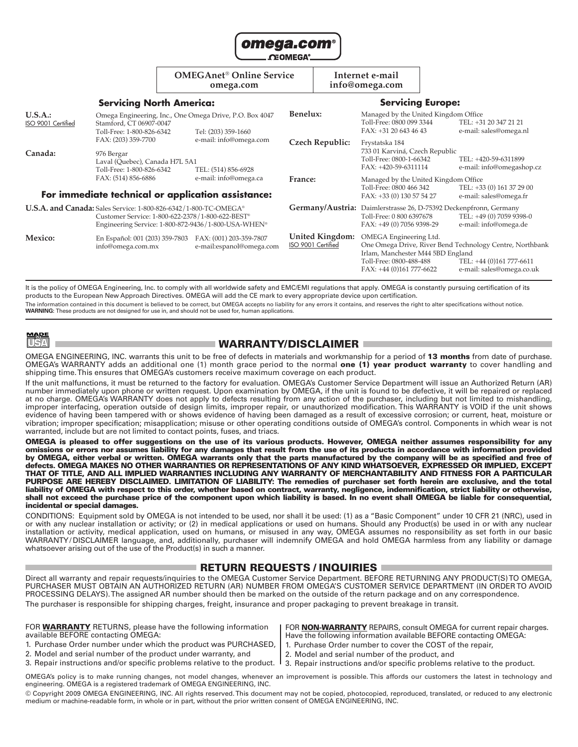omega.com®
OMEGA®

| OMEGAnet® Online Service omega.com | Internet e-mail info@omega.com |
|---|---|

## Servicing North America:

**U.S.A.:** ISO 9001 Certified
Omega Engineering, Inc., One Omega Drive, P.O. Box 4047
Stamford, CT 06907-0047
Toll-Free: 1-800-826-6342 Tel: (203) 359-1660
FAX: (203) 359-7700 e-mail: info@omega.com

**Canada:**
976 Bergar
Laval (Quebec), Canada H7L 5A1
Toll-Free: 1-800-826-6342 TEL: (514) 856-6928
FAX: (514) 856-6886 e-mail: info@omega.ca

### For immediate technical or application assistance:

**U.S.A. and Canada:** Sales Service: 1-800-826-6342/1-800-TC-OMEGA®
Customer Service: 1-800-622-2378/1-800-622-BEST®
Engineering Service: 1-800-872-9436/1-800-USA-WHEN®

**Mexico:**
En Español: 001 (203) 359-7803 FAX: (001) 203-359-7807
info@omega.com.mx e-mail:espanol@omega.com

## Servicing Europe:

**Benelux:**
Managed by the United Kingdom Office
Toll-Free: 0800 099 3344 TEL: +31 20 347 21 21
FAX: +31 20 643 46 43 e-mail: sales@omega.nl

**Czech Republic:**
Frystatska 184
733 01 Karviná, Czech Republic
Toll-Free: 0800-1-66342 TEL: +420-59-6311899
FAX: +420-59-6311114 e-mail: info@omegashop.cz

**France:**
Managed by the United Kingdom Office
Toll-Free: 0800 466 342 TEL: +33 (0) 161 37 29 00
FAX: +33 (0) 130 57 54 27 e-mail: sales@omega.fr

**Germany/Austria:**
Daimlerstrasse 26, D-75392 Deckenpfronn, Germany
Toll-Free: 0 800 6397678 TEL: +49 (0) 7059 9398-0
FAX: +49 (0) 7056 9398-29 e-mail: info@omega.de

**United Kingdom:** ISO 9001 Certified
OMEGA Engineering Ltd.
One Omega Drive, River Bend Technology Centre, Northbank
Irlam, Manchester M44 5BD England
Toll-Free: 0800-488-488 TEL: +44 (0)161 777-6611
FAX: +44 (0)161 777-6622 e-mail: sales@omega.co.uk

It is the policy of OMEGA Engineering, Inc. to comply with all worldwide safety and EMC/EMI regulations that apply. OMEGA is constantly pursuing certification of its products to the European New Approach Directives. OMEGA will add the CE mark to every appropriate device upon certification.

The information contained in this document is believed to be correct, but OMEGA accepts no liability for any errors it contains, and reserves the right to alter specifications without notice.
**WARNING**: These products are not designed for use in, and should not be used for, human applications.

MADE IN USA

## WARRANTY/DISCLAIMER

OMEGA ENGINEERING, INC. warrants this unit to be free of defects in materials and workmanship for a period of **13 months** from date of purchase. OMEGA's WARRANTY adds an additional one (1) month grace period to the normal **one (1) year product warranty** to cover handling and shipping time. This ensures that OMEGA's customers receive maximum coverage on each product.

If the unit malfunctions, it must be returned to the factory for evaluation. OMEGA's Customer Service Department will issue an Authorized Return (AR) number immediately upon phone or written request. Upon examination by OMEGA, if the unit is found to be defective, it will be repaired or replaced at no charge. OMEGA's WARRANTY does not apply to defects resulting from any action of the purchaser, including but not limited to mishandling, improper interfacing, operation outside of design limits, improper repair, or unauthorized modification. This WARRANTY is VOID if the unit shows evidence of having been tampered with or shows evidence of having been damaged as a result of excessive corrosion; or current, heat, moisture or vibration; improper specification; misapplication; misuse or other operating conditions outside of OMEGA's control. Components in which wear is not warranted, include but are not limited to contact points, fuses, and triacs.

**OMEGA is pleased to offer suggestions on the use of its various products. However, OMEGA neither assumes responsibility for any omissions or errors nor assumes liability for any damages that result from the use of its products in accordance with information provided by OMEGA, either verbal or written. OMEGA warrants only that the parts manufactured by the company will be as specified and free of defects. OMEGA MAKES NO OTHER WARRANTIES OR REPRESENTATIONS OF ANY KIND WHATSOEVER, EXPRESSED OR IMPLIED, EXCEPT THAT OF TITLE, AND ALL IMPLIED WARRANTIES INCLUDING ANY WARRANTY OF MERCHANTABILITY AND FITNESS FOR A PARTICULAR PURPOSE ARE HEREBY DISCLAIMED. LIMITATION OF LIABILITY: The remedies of purchaser set forth herein are exclusive, and the total liability of OMEGA with respect to this order, whether based on contract, warranty, negligence, indemnification, strict liability or otherwise, shall not exceed the purchase price of the component upon which liability is based. In no event shall OMEGA be liable for consequential, incidental or special damages.**

CONDITIONS: Equipment sold by OMEGA is not intended to be used, nor shall it be used: (1) as a "Basic Component" under 10 CFR 21 (NRC), used in or with any nuclear installation or activity; or (2) in medical applications or used on humans. Should any Product(s) be used in or with any nuclear installation or activity, medical application, used on humans, or misused in any way, OMEGA assumes no responsibility as set forth in our basic WARRANTY/DISCLAIMER language, and, additionally, purchaser will indemnify OMEGA and hold OMEGA harmless from any liability or damage whatsoever arising out of the use of the Product(s) in such a manner.

## RETURN REQUESTS / INQUIRIES

Direct all warranty and repair requests/inquiries to the OMEGA Customer Service Department. BEFORE RETURNING ANY PRODUCT(S) TO OMEGA, PURCHASER MUST OBTAIN AN AUTHORIZED RETURN (AR) NUMBER FROM OMEGA'S CUSTOMER SERVICE DEPARTMENT (IN ORDER TO AVOID PROCESSING DELAYS). The assigned AR number should then be marked on the outside of the return package and on any correspondence.

The purchaser is responsible for shipping charges, freight, insurance and proper packaging to prevent breakage in transit.

FOR **WARRANTY** RETURNS, please have the following information available BEFORE contacting OMEGA:

1. Purchase Order number under which the product was PURCHASED,
2. Model and serial number of the product under warranty, and
3. Repair instructions and/or specific problems relative to the product.

FOR **NON-WARRANTY** REPAIRS, consult OMEGA for current repair charges. Have the following information available BEFORE contacting OMEGA:

1. Purchase Order number to cover the COST of the repair,
2. Model and serial number of the product, and
3. Repair instructions and/or specific problems relative to the product.

OMEGA's policy is to make running changes, not model changes, whenever an improvement is possible. This affords our customers the latest in technology and engineering. OMEGA is a registered trademark of OMEGA ENGINEERING, INC.

© Copyright 2009 OMEGA ENGINEERING, INC. All rights reserved. This document may not be copied, photocopied, reproduced, translated, or reduced to any electronic medium or machine-readable form, in whole or in part, without the prior written consent of OMEGA ENGINEERING, INC.